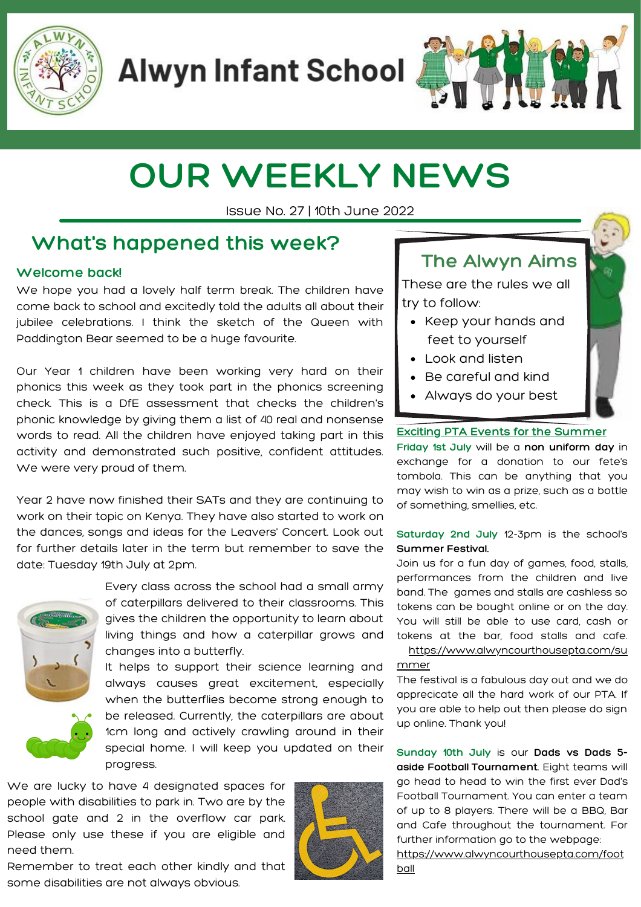# Alwyn Infant School

# OUR WEEKLY NEWS

Issue No. 27 | 10th June 2022

## What's happened this week?

### Welcome back!

We hope you had a lovely half term break. The children have come back to school and excitedly told the adults all about their jubilee celebrations. I think the sketch of the Queen with Paddington Bear seemed to be a huge favourite.

Our Year 1 children have been working very hard on their phonics this week as they took part in the phonics screening check. This is a DfE assessment that checks the children's phonic knowledge by giving them a list of 40 real and nonsense words to read. All the children have enjoyed taking part in this activity and demonstrated such positive, confident attitudes. We were very proud of them.

Year 2 have now finished their SATs and they are continuing to work on their topic on Kenya. They have also started to work on the dances, songs and ideas for the Leavers' Concert. Look out for further details later in the term but remember to save the date: Tuesday 19th July at 2pm.

Every class across the school had a small army of caterpillars delivered to their classrooms. This gives the children the opportunity to learn about living things and how a caterpillar grows and changes into a butterfly.

It helps to support their science learning and always causes great excitement, especially when the butterflies become strong enough to be released. Currently, the caterpillars are about 1cm long and actively crawling around in their special home. I will keep you updated on their progress.

We are lucky to have 4 designated spaces for people with disabilities to park in. Two are by the school gate and 2 in the overflow car park. Please only use these if you are eligible and need them.

Remember to treat each other kindly and that some disabilities are not always obvious.

## The Alwyn Aims

These are the rules we all try to follow:

- Keep your hands and feet to yourself
- Look and listen
- Be careful and kind
- Always do your best

### Exciting PTA Events for the Summer

**Friday 1st July** will be a **non uniform day** in exchange for a donation to our fete's tombola. This can be anything that you may wish to win as a prize, such as a bottle of something, smellies, etc.

**Saturday 2nd July** 12-3pm is the school's **Summer Festival.**

Join us for a fun day of games, food, stalls, performances from the children and live band. The games and stalls are cashless so tokens can be bought online or on the day. You will still be able to use card, cash or tokens at the bar, food stalls and cafe.

https://www.alwyncourthousepta.com/summer

The festival is a fabulous day out and we do appreciate all the hard work of our PTA. If you are able to help out then please do sign up online. Thank you!

**Sunday 10th July** is our **Dads vs Dads 5-aside Football Tournament**. Eight teams will go head to head to win the first ever Dad's Football Tournament. You can enter a team of up to 8 players. There will be a BBQ, Bar and Cafe throughout the tournament. For further information go to the webpage:

https://www.alwyncourthousepta.com/football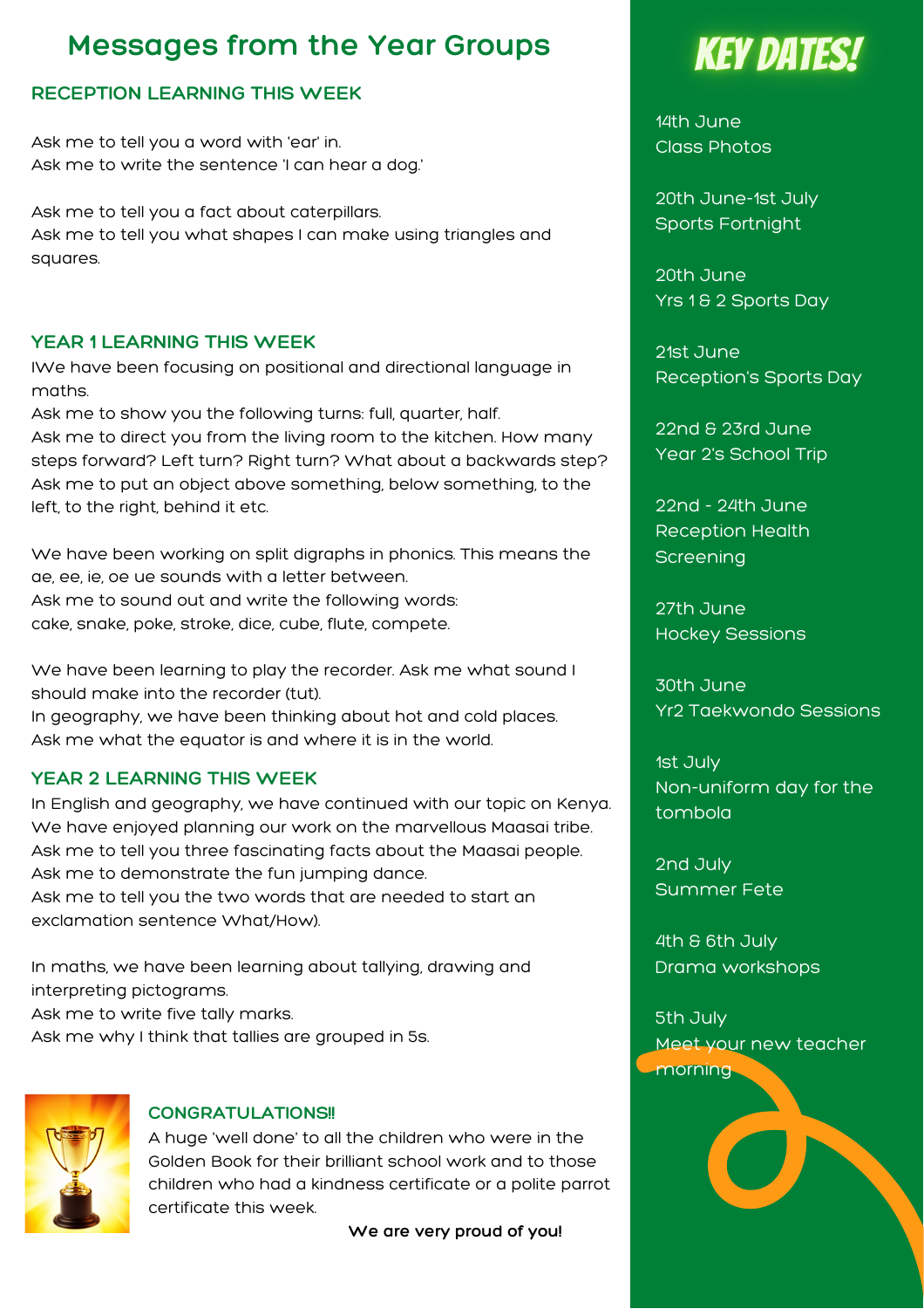# Messages from the Year Groups

## RECEPTION LEARNING THIS WEEK

Ask me to tell you a word with 'ear' in.
Ask me to write the sentence 'I can hear a dog.'

Ask me to tell you a fact about caterpillars.
Ask me to tell you what shapes I can make using triangles and squares.

## YEAR 1 LEARNING THIS WEEK

IWe have been focusing on positional and directional language in maths.
Ask me to show you the following turns: full, quarter, half.
Ask me to direct you from the living room to the kitchen. How many steps forward? Left turn? Right turn? What about a backwards step?
Ask me to put an object above something, below something, to the left, to the right, behind it etc.

We have been working on split digraphs in phonics. This means the ae, ee, ie, oe ue sounds with a letter between.
Ask me to sound out and write the following words:
cake, snake, poke, stroke, dice, cube, flute, compete.

We have been learning to play the recorder. Ask me what sound I should make into the recorder (tut).
In geography, we have been thinking about hot and cold places.
Ask me what the equator is and where it is in the world.

## YEAR 2 LEARNING THIS WEEK

In English and geography, we have continued with our topic on Kenya. We have enjoyed planning our work on the marvellous Maasai tribe.
Ask me to tell you three fascinating facts about the Maasai people.
Ask me to demonstrate the fun jumping dance.
Ask me to tell you the two words that are needed to start an exclamation sentence What/How).

In maths, we have been learning about tallying, drawing and interpreting pictograms.
Ask me to write five tally marks.
Ask me why I think that tallies are grouped in 5s.

## CONGRATULATIONS!!

A huge 'well done' to all the children who were in the Golden Book for their brilliant school work and to those children who had a kindness certificate or a polite parrot certificate this week.

**We are very proud of you!**

## KEY DATES!

14th June
Class Photos

20th June-1st July
Sports Fortnight

20th June
Yrs 1 & 2 Sports Day

21st June
Reception's Sports Day

22nd & 23rd June
Year 2's School Trip

22nd - 24th June
Reception Health Screening

27th June
Hockey Sessions

30th June
Yr2 Taekwondo Sessions

1st July
Non-uniform day for the tombola

2nd July
Summer Fete

4th & 6th July
Drama workshops

5th July
Meet your new teacher morning